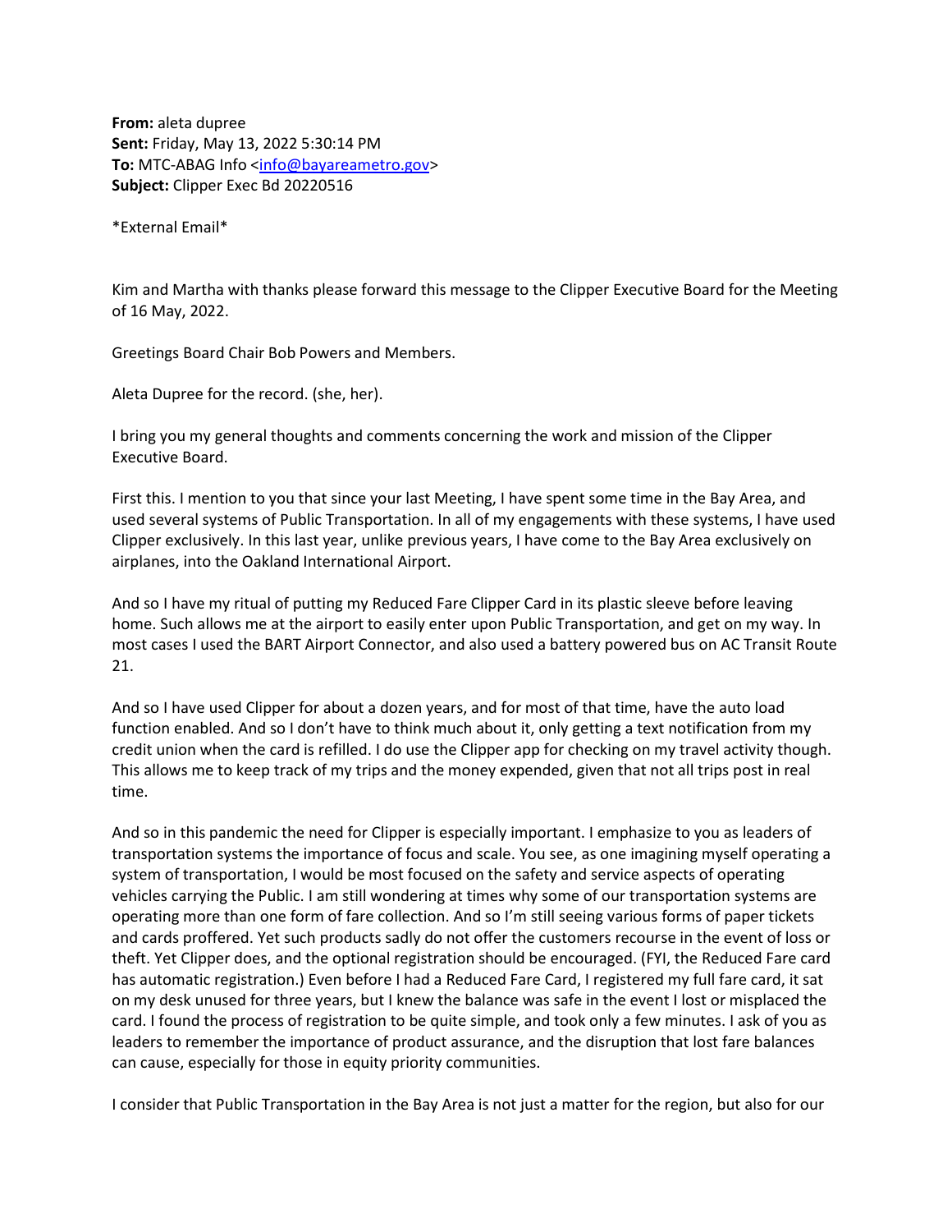**From:** aleta dupree
**Sent:** Friday, May 13, 2022 5:30:14 PM
**To:** MTC-ABAG Info <info@bayareametro.gov>
**Subject:** Clipper Exec Bd 20220516

*External Email*

Kim and Martha with thanks please forward this message to the Clipper Executive Board for the Meeting of 16 May, 2022.

Greetings Board Chair Bob Powers and Members.

Aleta Dupree for the record. (she, her).

I bring you my general thoughts and comments concerning the work and mission of the Clipper Executive Board.

First this. I mention to you that since your last Meeting, I have spent some time in the Bay Area, and used several systems of Public Transportation. In all of my engagements with these systems, I have used Clipper exclusively. In this last year, unlike previous years, I have come to the Bay Area exclusively on airplanes, into the Oakland International Airport.

And so I have my ritual of putting my Reduced Fare Clipper Card in its plastic sleeve before leaving home. Such allows me at the airport to easily enter upon Public Transportation, and get on my way. In most cases I used the BART Airport Connector, and also used a battery powered bus on AC Transit Route 21.

And so I have used Clipper for about a dozen years, and for most of that time, have the auto load function enabled. And so I don't have to think much about it, only getting a text notification from my credit union when the card is refilled. I do use the Clipper app for checking on my travel activity though. This allows me to keep track of my trips and the money expended, given that not all trips post in real time.

And so in this pandemic the need for Clipper is especially important. I emphasize to you as leaders of transportation systems the importance of focus and scale. You see, as one imagining myself operating a system of transportation, I would be most focused on the safety and service aspects of operating vehicles carrying the Public. I am still wondering at times why some of our transportation systems are operating more than one form of fare collection. And so I'm still seeing various forms of paper tickets and cards proffered. Yet such products sadly do not offer the customers recourse in the event of loss or theft. Yet Clipper does, and the optional registration should be encouraged. (FYI, the Reduced Fare card has automatic registration.) Even before I had a Reduced Fare Card, I registered my full fare card, it sat on my desk unused for three years, but I knew the balance was safe in the event I lost or misplaced the card. I found the process of registration to be quite simple, and took only a few minutes. I ask of you as leaders to remember the importance of product assurance, and the disruption that lost fare balances can cause, especially for those in equity priority communities.

I consider that Public Transportation in the Bay Area is not just a matter for the region, but also for our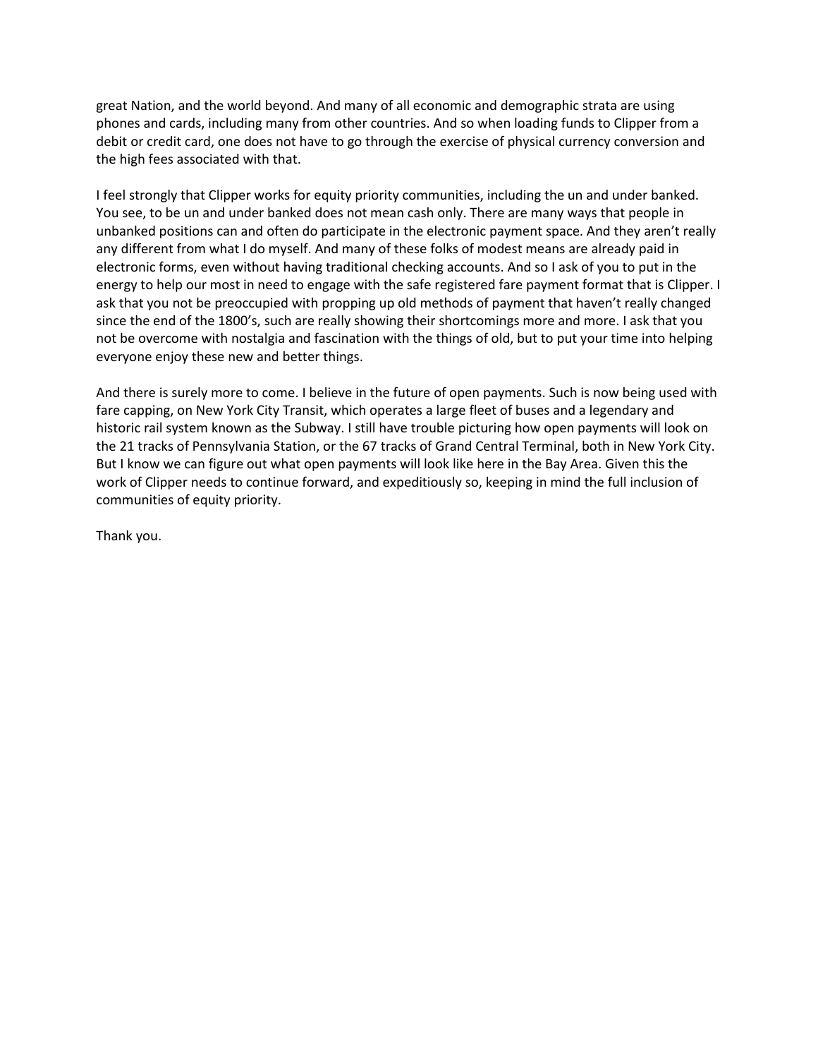great Nation, and the world beyond. And many of all economic and demographic strata are using phones and cards, including many from other countries. And so when loading funds to Clipper from a debit or credit card, one does not have to go through the exercise of physical currency conversion and the high fees associated with that.

I feel strongly that Clipper works for equity priority communities, including the un and under banked. You see, to be un and under banked does not mean cash only. There are many ways that people in unbanked positions can and often do participate in the electronic payment space. And they aren't really any different from what I do myself. And many of these folks of modest means are already paid in electronic forms, even without having traditional checking accounts. And so I ask of you to put in the energy to help our most in need to engage with the safe registered fare payment format that is Clipper. I ask that you not be preoccupied with propping up old methods of payment that haven't really changed since the end of the 1800's, such are really showing their shortcomings more and more. I ask that you not be overcome with nostalgia and fascination with the things of old, but to put your time into helping everyone enjoy these new and better things.

And there is surely more to come. I believe in the future of open payments. Such is now being used with fare capping, on New York City Transit, which operates a large fleet of buses and a legendary and historic rail system known as the Subway. I still have trouble picturing how open payments will look on the 21 tracks of Pennsylvania Station, or the 67 tracks of Grand Central Terminal, both in New York City. But I know we can figure out what open payments will look like here in the Bay Area. Given this the work of Clipper needs to continue forward, and expeditiously so, keeping in mind the full inclusion of communities of equity priority.

Thank you.